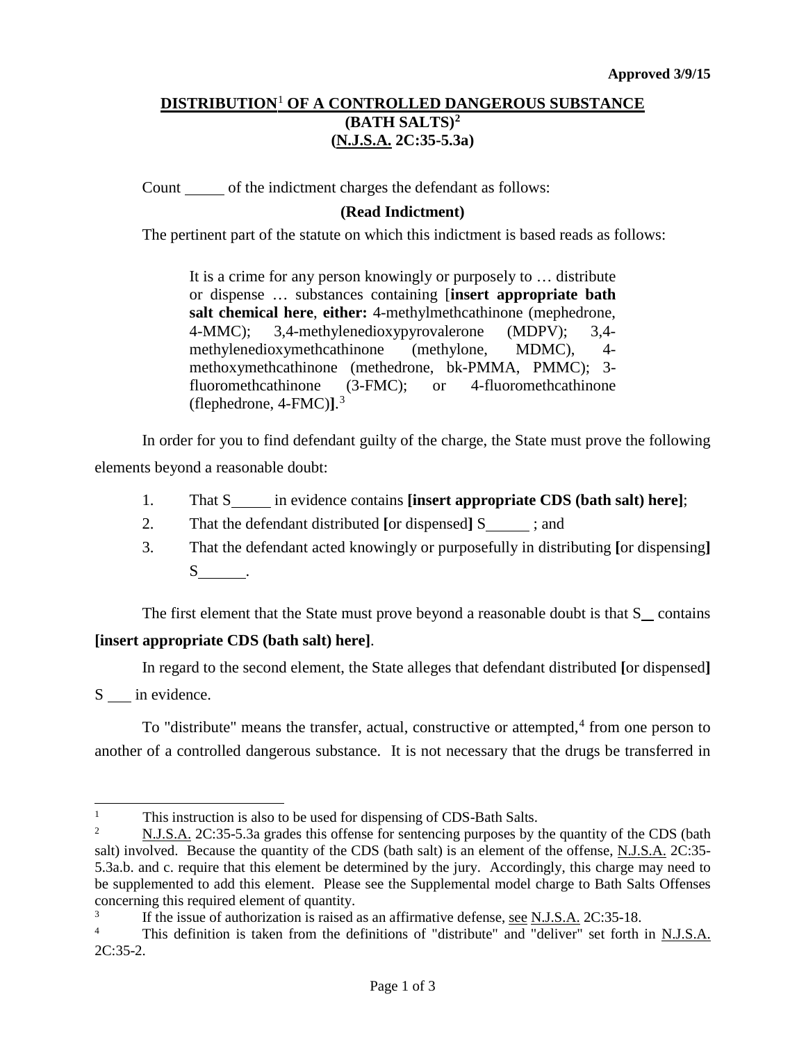**Approved 3/9/15**

# DISTRIBUTION[1] OF A CONTROLLED DANGEROUS SUBSTANCE (BATH SALTS)[2] (N.J.S.A. 2C:35-5.3a)

Count _____ of the indictment charges the defendant as follows:

**(Read Indictment)**

The pertinent part of the statute on which this indictment is based reads as follows:

> It is a crime for any person knowingly or purposely to … distribute or dispense … substances containing [**insert appropriate bath salt chemical here**, **either:** 4-methylmethcathinone (mephedrone, 4-MMC); 3,4-methylenedioxypyrovalerone (MDPV); 3,4-methylenedioxymethcathinone (methylone, MDMC), 4-methoxymethcathinone (methedrone, bk-PMMA, PMMC); 3-fluoromethcathinone (3-FMC); or 4-fluoromethcathinone (flephedrone, 4-FMC)**]**.[3]

In order for you to find defendant guilty of the charge, the State must prove the following elements beyond a reasonable doubt:

1. That S_____ in evidence contains **[insert appropriate CDS (bath salt) here]**;
2. That the defendant distributed **[**or dispensed**]** S_____ ; and
3. That the defendant acted knowingly or purposefully in distributing **[**or dispensing**]** S_____.

The first element that the State must prove beyond a reasonable doubt is that S__ contains **[insert appropriate CDS (bath salt) here]**.

In regard to the second element, the State alleges that defendant distributed **[**or dispensed**]** S ___ in evidence.

To "distribute" means the transfer, actual, constructive or attempted,[4] from one person to another of a controlled dangerous substance. It is not necessary that the drugs be transferred in

---

[1] This instruction is also to be used for dispensing of CDS-Bath Salts.

[2] N.J.S.A. 2C:35-5.3a grades this offense for sentencing purposes by the quantity of the CDS (bath salt) involved. Because the quantity of the CDS (bath salt) is an element of the offense, N.J.S.A. 2C:35-5.3a.b. and c. require that this element be determined by the jury. Accordingly, this charge may need to be supplemented to add this element. Please see the Supplemental model charge to Bath Salts Offenses concerning this required element of quantity.

[3] If the issue of authorization is raised as an affirmative defense, see N.J.S.A. 2C:35-18.

[4] This definition is taken from the definitions of "distribute" and "deliver" set forth in N.J.S.A. 2C:35-2.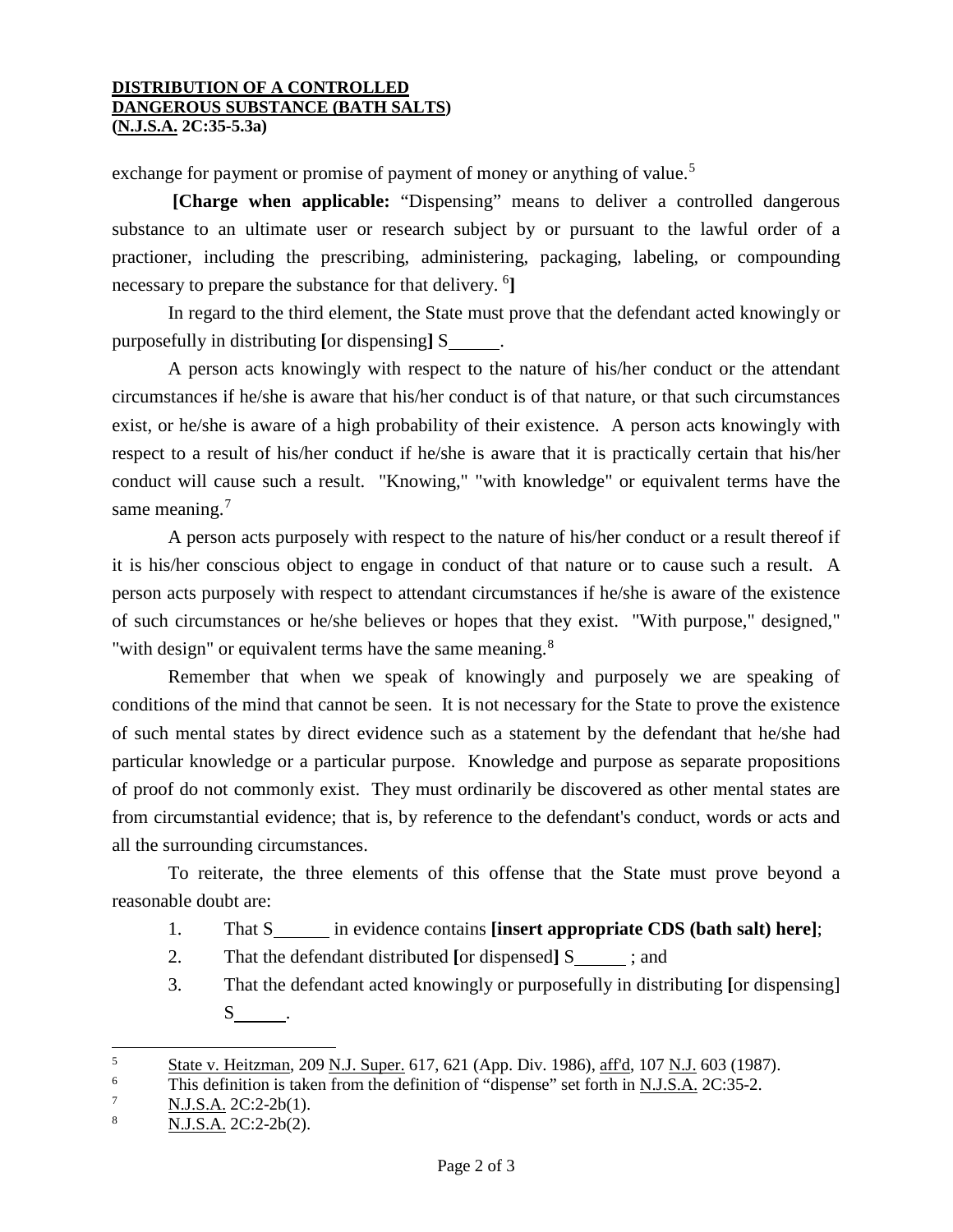exchange for payment or promise of payment of money or anything of value.[5]

**[Charge when applicable:** "Dispensing" means to deliver a controlled dangerous substance to an ultimate user or research subject by or pursuant to the lawful order of a practioner, including the prescribing, administering, packaging, labeling, or compounding necessary to prepare the substance for that delivery. [6]**]**

In regard to the third element, the State must prove that the defendant acted knowingly or purposefully in distributing **[**or dispensing**]** S\_\_\_\_\_\_.

A person acts knowingly with respect to the nature of his/her conduct or the attendant circumstances if he/she is aware that his/her conduct is of that nature, or that such circumstances exist, or he/she is aware of a high probability of their existence. A person acts knowingly with respect to a result of his/her conduct if he/she is aware that it is practically certain that his/her conduct will cause such a result. "Knowing," "with knowledge" or equivalent terms have the same meaning.[7]

A person acts purposely with respect to the nature of his/her conduct or a result thereof if it is his/her conscious object to engage in conduct of that nature or to cause such a result. A person acts purposely with respect to attendant circumstances if he/she is aware of the existence of such circumstances or he/she believes or hopes that they exist. "With purpose," designed," "with design" or equivalent terms have the same meaning.[8]

Remember that when we speak of knowingly and purposely we are speaking of conditions of the mind that cannot be seen. It is not necessary for the State to prove the existence of such mental states by direct evidence such as a statement by the defendant that he/she had particular knowledge or a particular purpose. Knowledge and purpose as separate propositions of proof do not commonly exist. They must ordinarily be discovered as other mental states are from circumstantial evidence; that is, by reference to the defendant's conduct, words or acts and all the surrounding circumstances.

To reiterate, the three elements of this offense that the State must prove beyond a reasonable doubt are:

1. That S\_\_\_\_\_\_ in evidence contains **[insert appropriate CDS (bath salt) here]**;
2. That the defendant distributed **[**or dispensed**]** S\_\_\_\_\_\_ ; and
3. That the defendant acted knowingly or purposefully in distributing **[**or dispensing] S\_\_\_\_\_\_.

---

[5] State v. Heitzman, 209 N.J. Super. 617, 621 (App. Div. 1986), aff'd, 107 N.J. 603 (1987).

[6] This definition is taken from the definition of "dispense" set forth in N.J.S.A. 2C:35-2.

[7] N.J.S.A. 2C:2-2b(1).

[8] N.J.S.A. 2C:2-2b(2).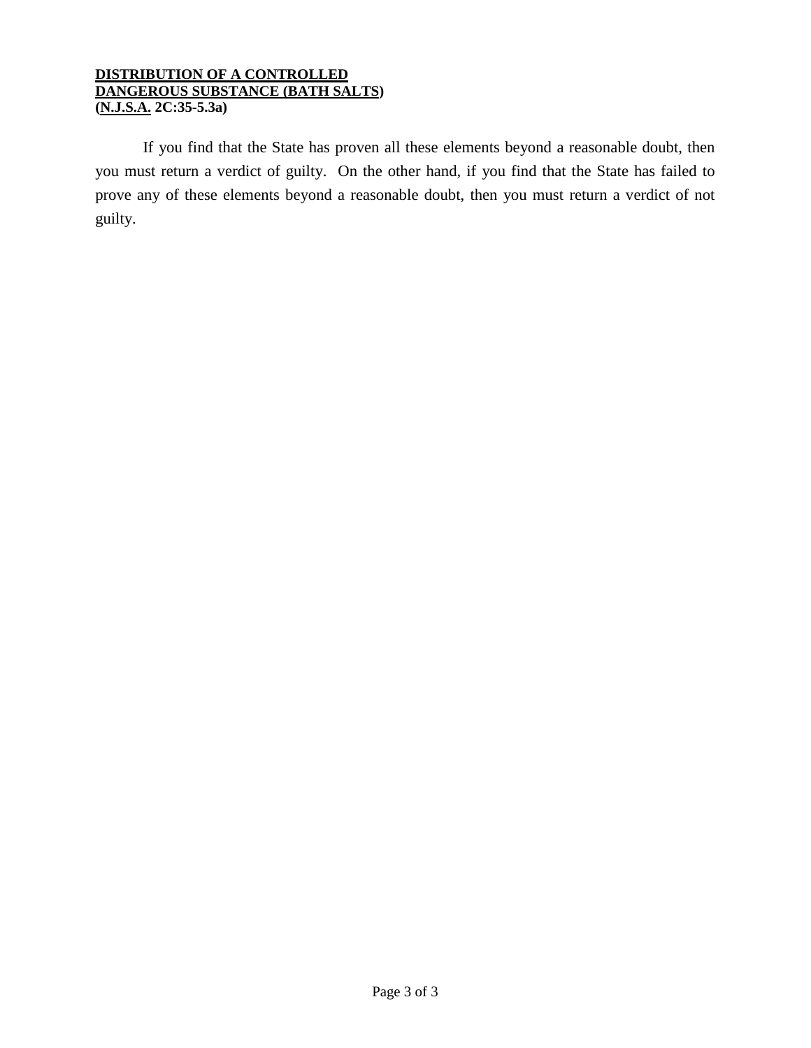If you find that the State has proven all these elements beyond a reasonable doubt, then you must return a verdict of guilty. On the other hand, if you find that the State has failed to prove any of these elements beyond a reasonable doubt, then you must return a verdict of not guilty.